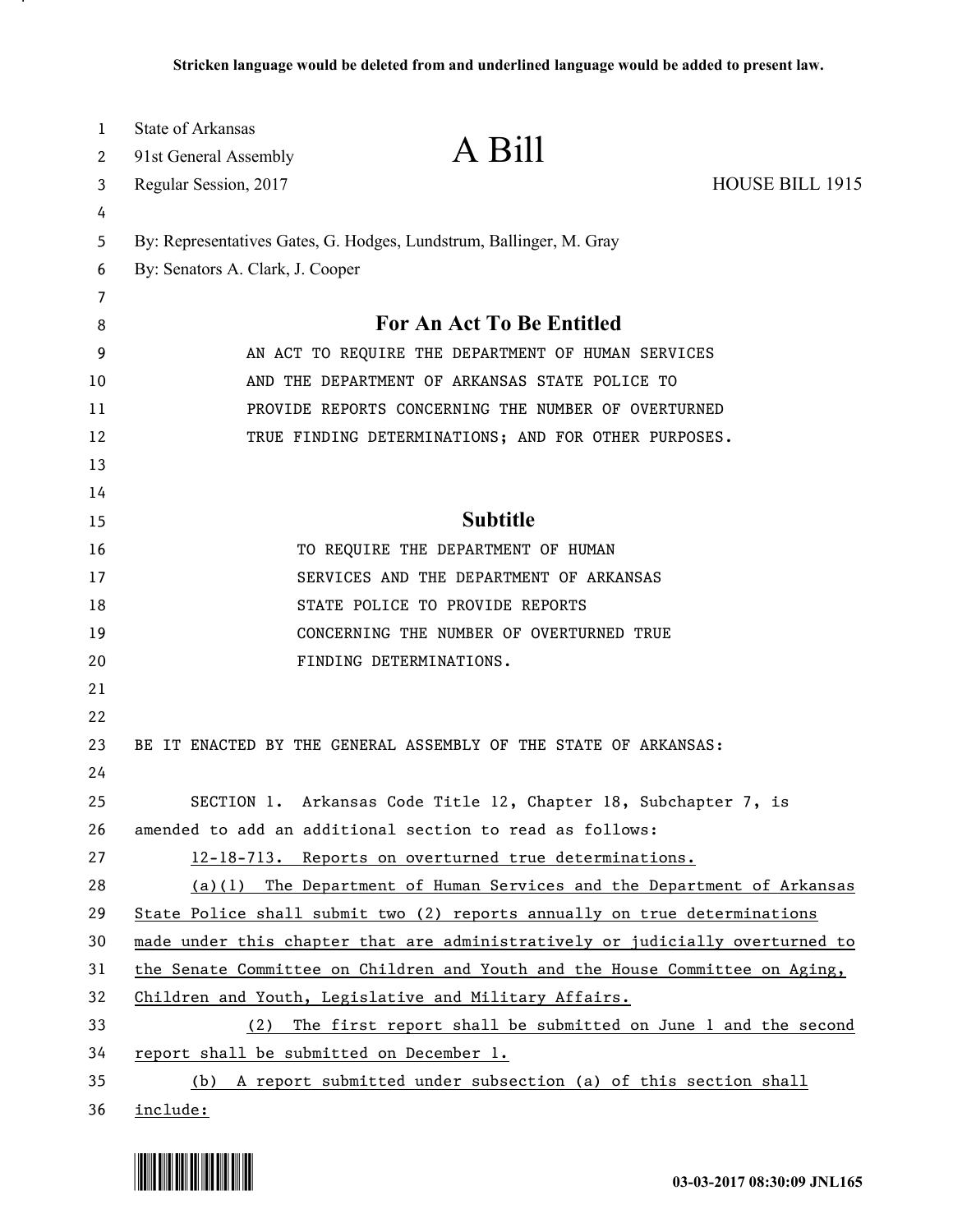**Stricken language would be deleted from and underlined language would be added to present law.**

State of Arkansas
91st General Assembly
Regular Session, 2017

# A Bill

HOUSE BILL 1915

By: Representatives Gates, G. Hodges, Lundstrum, Ballinger, M. Gray
By: Senators A. Clark, J. Cooper

## For An Act To Be Entitled

AN ACT TO REQUIRE THE DEPARTMENT OF HUMAN SERVICES AND THE DEPARTMENT OF ARKANSAS STATE POLICE TO PROVIDE REPORTS CONCERNING THE NUMBER OF OVERTURNED TRUE FINDING DETERMINATIONS; AND FOR OTHER PURPOSES.

## Subtitle

TO REQUIRE THE DEPARTMENT OF HUMAN SERVICES AND THE DEPARTMENT OF ARKANSAS STATE POLICE TO PROVIDE REPORTS CONCERNING THE NUMBER OF OVERTURNED TRUE FINDING DETERMINATIONS.

BE IT ENACTED BY THE GENERAL ASSEMBLY OF THE STATE OF ARKANSAS:

SECTION 1. Arkansas Code Title 12, Chapter 18, Subchapter 7, is amended to add an additional section to read as follows:

<u>12-18-713. Reports on overturned true determinations.</u>

<u>(a)(1) The Department of Human Services and the Department of Arkansas State Police shall submit two (2) reports annually on true determinations made under this chapter that are administratively or judicially overturned to the Senate Committee on Children and Youth and the House Committee on Aging, Children and Youth, Legislative and Military Affairs.</u>

<u>(2) The first report shall be submitted on June 1 and the second report shall be submitted on December 1.</u>

<u>(b) A report submitted under subsection (a) of this section shall include:</u>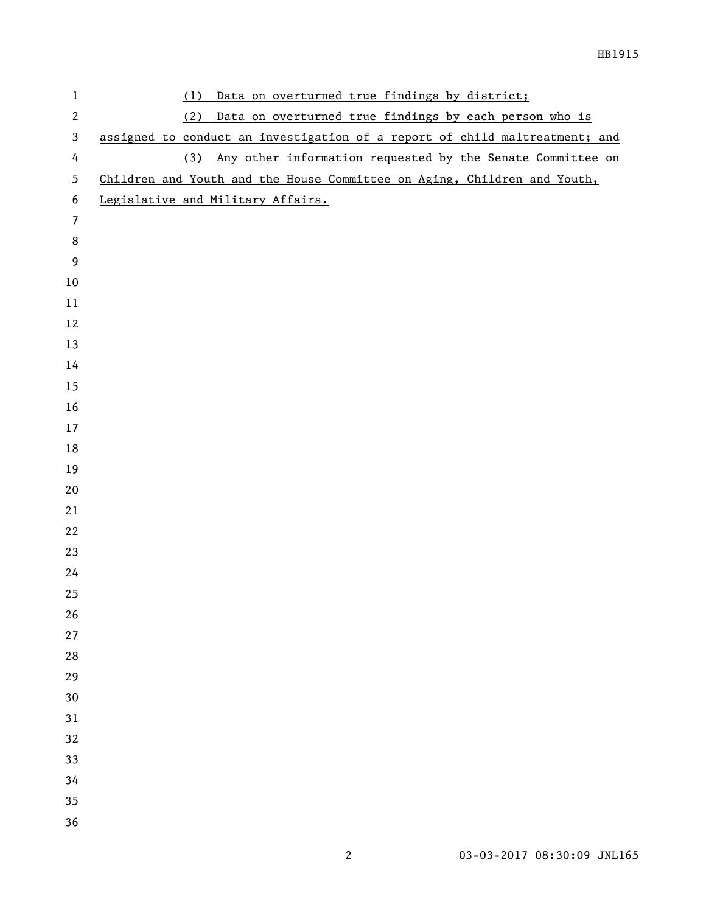(1) Data on overturned true findings by district;

(2) Data on overturned true findings by each person who is assigned to conduct an investigation of a report of child maltreatment; and

(3) Any other information requested by the Senate Committee on Children and Youth and the House Committee on Aging, Children and Youth, Legislative and Military Affairs.